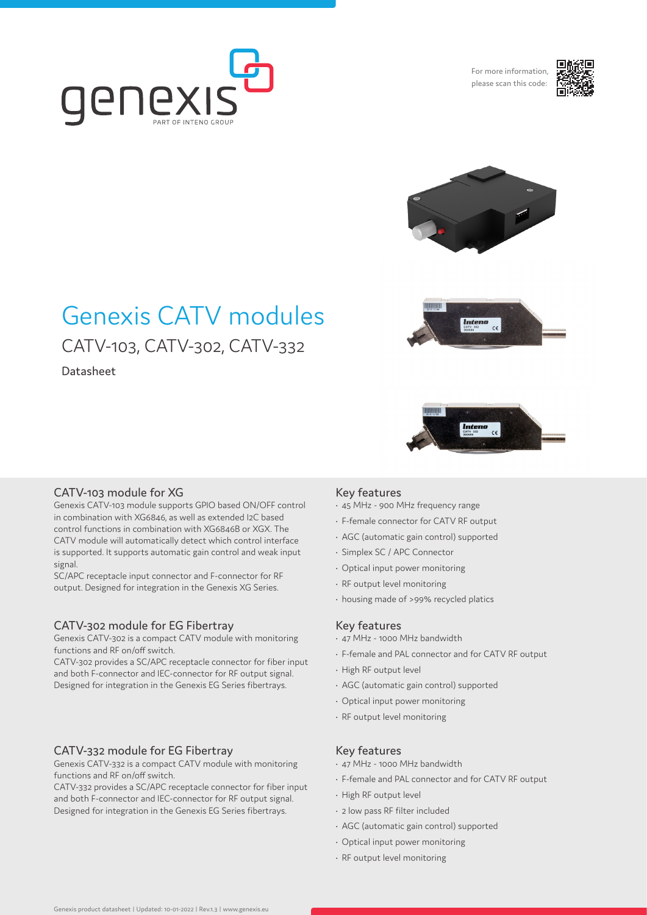For more information, please scan this code:

# Genexis CATV modules

## CATV-103, CATV-302, CATV-332

Datasheet

### CATV-103 module for XG

Genexis CATV-103 module supports GPIO based ON/OFF control in combination with XG6846, as well as extended I2C based control functions in combination with XG6846B or XGX. The CATV module will automatically detect which control interface is supported. It supports automatic gain control and weak input signal.

SC/APC receptacle input connector and F-connector for RF output. Designed for integration in the Genexis XG Series.

### Key features

- 45 MHz - 900 MHz frequency range
- F-female connector for CATV RF output
- AGC (automatic gain control) supported
- Simplex SC / APC Connector
- Optical input power monitoring
- RF output level monitoring
- housing made of >99% recycled platics

### CATV-302 module for EG Fibertray

Genexis CATV-302 is a compact CATV module with monitoring functions and RF on/off switch.

CATV-302 provides a SC/APC receptacle connector for fiber input and both F-connector and IEC-connector for RF output signal. Designed for integration in the Genexis EG Series fibertrays.

### Key features

- 47 MHz - 1000 MHz bandwidth
- F-female and PAL connector and for CATV RF output
- High RF output level
- AGC (automatic gain control) supported
- Optical input power monitoring
- RF output level monitoring

### CATV-332 module for EG Fibertray

Genexis CATV-332 is a compact CATV module with monitoring functions and RF on/off switch.

CATV-332 provides a SC/APC receptacle connector for fiber input and both F-connector and IEC-connector for RF output signal. Designed for integration in the Genexis EG Series fibertrays.

### Key features

- 47 MHz - 1000 MHz bandwidth
- F-female and PAL connector and for CATV RF output
- High RF output level
- 2 low pass RF filter included
- AGC (automatic gain control) supported
- Optical input power monitoring
- RF output level monitoring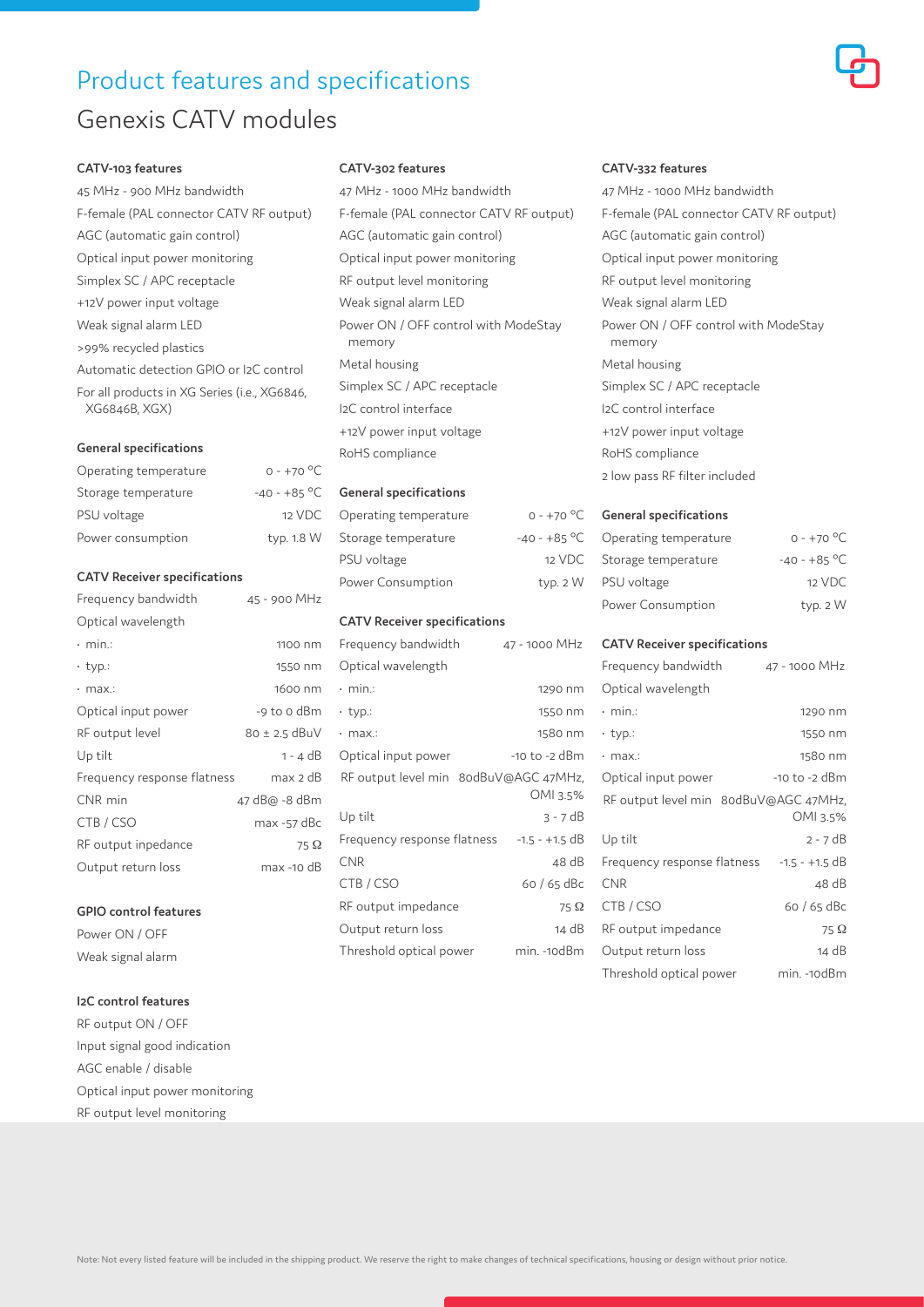# Product features and specifications

## Genexis CATV modules

### CATV-103 features

45 MHz - 900 MHz bandwidth
F-female (PAL connector CATV RF output)
AGC (automatic gain control)
Optical input power monitoring
Simplex SC / APC receptacle
+12V power input voltage
Weak signal alarm LED
>99% recycled plastics
Automatic detection GPIO or I2C control
For all products in XG Series (i.e., XG6846, XG6846B, XGX)

### General specifications

| | |
|---|---|
| Operating temperature | 0 - +70 °C |
| Storage temperature | -40 - +85 °C |
| PSU voltage | 12 VDC |
| Power consumption | typ. 1.8 W |

### CATV Receiver specifications

| | |
|---|---|
| Frequency bandwidth | 45 - 900 MHz |
| Optical wavelength | |
| · min.: | 1100 nm |
| · typ.: | 1550 nm |
| · max.: | 1600 nm |
| Optical input power | -9 to 0 dBm |
| RF output level | 80 ± 2.5 dBuV |
| Up tilt | 1 - 4 dB |
| Frequency response flatness | max 2 dB |
| CNR min | 47 dB@ -8 dBm |
| CTB / CSO | max -57 dBc |
| RF output inpedance | 75 Ω |
| Output return loss | max -10 dB |

### GPIO control features

Power ON / OFF
Weak signal alarm

### I2C control features

RF output ON / OFF
Input signal good indication
AGC enable / disable
Optical input power monitoring
RF output level monitoring

### CATV-302 features

47 MHz - 1000 MHz bandwidth
F-female (PAL connector CATV RF output)
AGC (automatic gain control)
Optical input power monitoring
RF output level monitoring
Weak signal alarm LED
Power ON / OFF control with ModeStay memory
Metal housing
Simplex SC / APC receptacle
I2C control interface
+12V power input voltage
RoHS compliance

### General specifications

| | |
|---|---|
| Operating temperature | 0 - +70 °C |
| Storage temperature | -40 - +85 °C |
| PSU voltage | 12 VDC |
| Power Consumption | typ. 2 W |

### CATV Receiver specifications

| | |
|---|---|
| Frequency bandwidth | 47 - 1000 MHz |
| Optical wavelength | |
| · min.: | 1290 nm |
| · typ.: | 1550 nm |
| · max.: | 1580 nm |
| Optical input power | -10 to -2 dBm |
| RF output level min | 80dBuV@AGC 47MHz, OMI 3.5% |
| Up tilt | 3 - 7 dB |
| Frequency response flatness | -1.5 - +1.5 dB |
| CNR | 48 dB |
| CTB / CSO | 60 / 65 dBc |
| RF output impedance | 75 Ω |
| Output return loss | 14 dB |
| Threshold optical power | min. -10dBm |

### CATV-332 features

47 MHz - 1000 MHz bandwidth
F-female (PAL connector CATV RF output)
AGC (automatic gain control)
Optical input power monitoring
RF output level monitoring
Weak signal alarm LED
Power ON / OFF control with ModeStay memory
Metal housing
Simplex SC / APC receptacle
I2C control interface
+12V power input voltage
RoHS compliance
2 low pass RF filter included

### General specifications

| | |
|---|---|
| Operating temperature | 0 - +70 °C |
| Storage temperature | -40 - +85 °C |
| PSU voltage | 12 VDC |
| Power Consumption | typ. 2 W |

### CATV Receiver specifications

| | |
|---|---|
| Frequency bandwidth | 47 - 1000 MHz |
| Optical wavelength | |
| · min.: | 1290 nm |
| · typ.: | 1550 nm |
| · max.: | 1580 nm |
| Optical input power | -10 to -2 dBm |
| RF output level min | 80dBuV@AGC 47MHz, OMI 3.5% |
| Up tilt | 2 - 7 dB |
| Frequency response flatness | -1.5 - +1.5 dB |
| CNR | 48 dB |
| CTB / CSO | 60 / 65 dBc |
| RF output impedance | 75 Ω |
| Output return loss | 14 dB |
| Threshold optical power | min. -10dBm |

Note: Not every listed feature will be included in the shipping product. We reserve the right to make changes of technical specifications, housing or design without prior notice.